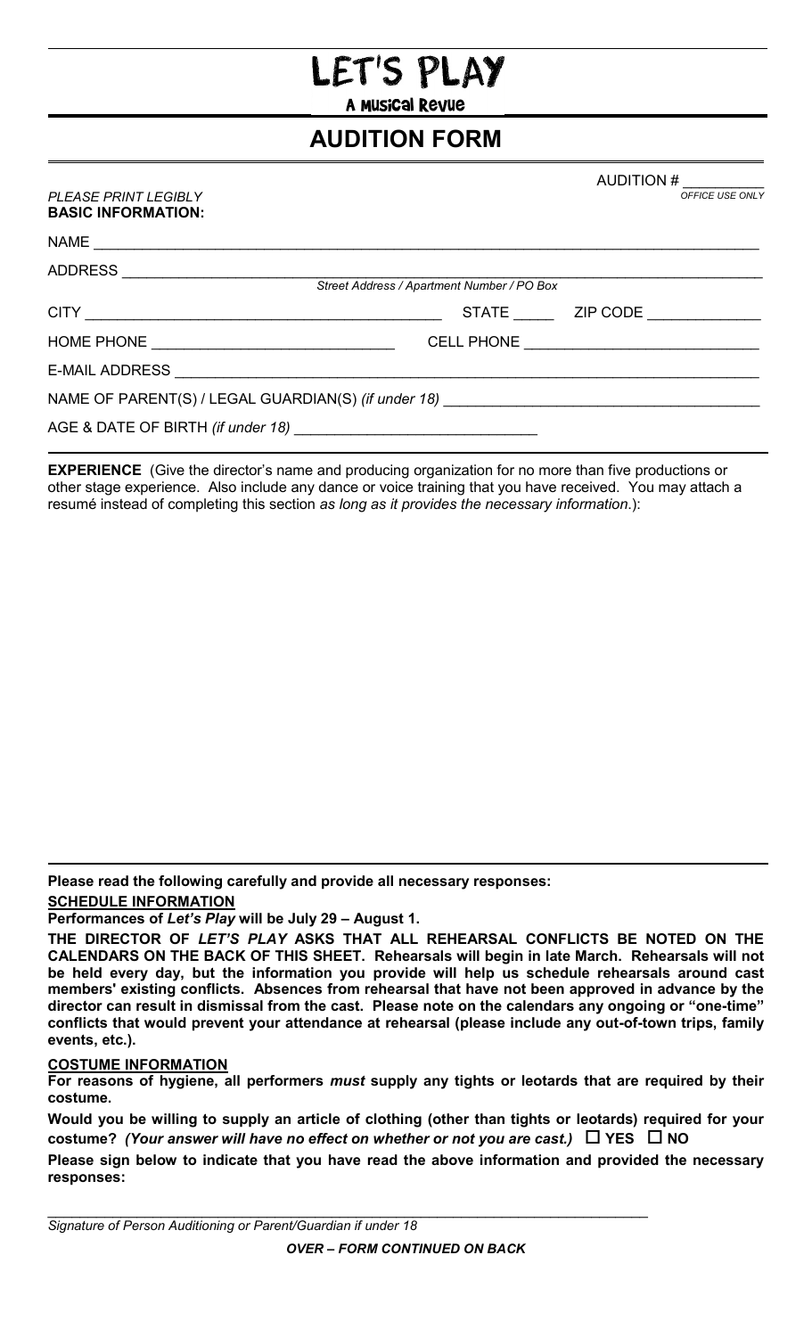# LET'S PLAY

A Musical Revue

## AUDITION FORM

AUDITION # __________ *OFFICE USE ONLY*

*PLEASE PRINT LEGIBLY*

**BASIC INFORMATION:**

NAME ______________________________________________________________________________

ADDRESS ___________________________________________________________________________
*Street Address / Apartment Number / PO Box*

CITY ________________________________________ STATE _____ ZIP CODE ______________

HOME PHONE ____________________________ CELL PHONE ____________________________

E-MAIL ADDRESS ____________________________________________________________________

NAME OF PARENT(S) / LEGAL GUARDIAN(S) *(if under 18)* ___________________________________

AGE & DATE OF BIRTH *(if under 18)* ____________________________

**EXPERIENCE** (Give the director's name and producing organization for no more than five productions or other stage experience. Also include any dance or voice training that you have received. You may attach a resumé instead of completing this section *as long as it provides the necessary information.*):

**Please read the following carefully and provide all necessary responses:**

**SCHEDULE INFORMATION**

**Performances of *Let's Play* will be July 29 – August 1.**

**THE DIRECTOR OF *LET'S PLAY* ASKS THAT ALL REHEARSAL CONFLICTS BE NOTED ON THE CALENDARS ON THE BACK OF THIS SHEET. Rehearsals will begin in late March. Rehearsals will not be held every day, but the information you provide will help us schedule rehearsals around cast members' existing conflicts. Absences from rehearsal that have not been approved in advance by the director can result in dismissal from the cast. Please note on the calendars any ongoing or "one-time" conflicts that would prevent your attendance at rehearsal (please include any out-of-town trips, family events, etc.).**

**COSTUME INFORMATION**

**For reasons of hygiene, all performers *must* supply any tights or leotards that are required by their costume.**

**Would you be willing to supply an article of clothing (other than tights or leotards) required for your costume? *(Your answer will have no effect on whether or not you are cast.)* ☐ YES ☐ NO**

**Please sign below to indicate that you have read the above information and provided the necessary responses:**

______________________________________________________________________________
*Signature of Person Auditioning or Parent/Guardian if under 18*

***OVER – FORM CONTINUED ON BACK***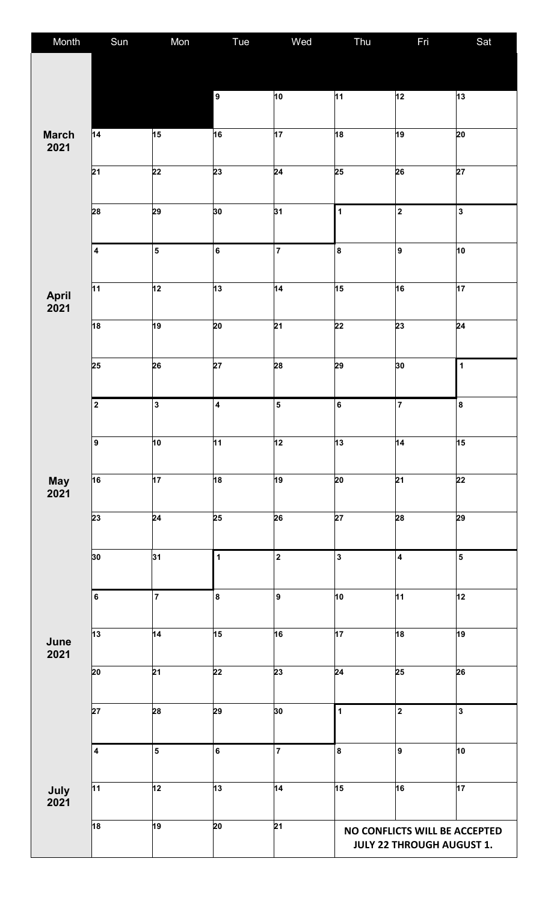| Month | Sun | Mon | Tue | Wed | Thu | Fri | Sat |
|---|---|---|---|---|---|---|---|
| **March 2021** | | | | | | | |
| | | | 9 | 10 | 11 | 12 | 13 |
| | 14 | 15 | 16 | 17 | 18 | 19 | 20 |
| | 21 | 22 | 23 | 24 | 25 | 26 | 27 |
| | 28 | 29 | 30 | 31 | 1 | 2 | 3 |
| **April 2021** | 4 | 5 | 6 | 7 | 8 | 9 | 10 |
| | 11 | 12 | 13 | 14 | 15 | 16 | 17 |
| | 18 | 19 | 20 | 21 | 22 | 23 | 24 |
| | 25 | 26 | 27 | 28 | 29 | 30 | 1 |
| **May 2021** | 2 | 3 | 4 | 5 | 6 | 7 | 8 |
| | 9 | 10 | 11 | 12 | 13 | 14 | 15 |
| | 16 | 17 | 18 | 19 | 20 | 21 | 22 |
| | 23 | 24 | 25 | 26 | 27 | 28 | 29 |
| | 30 | 31 | 1 | 2 | 3 | 4 | 5 |
| **June 2021** | 6 | 7 | 8 | 9 | 10 | 11 | 12 |
| | 13 | 14 | 15 | 16 | 17 | 18 | 19 |
| | 20 | 21 | 22 | 23 | 24 | 25 | 26 |
| | 27 | 28 | 29 | 30 | 1 | 2 | 3 |
| **July 2021** | 4 | 5 | 6 | 7 | 8 | 9 | 10 |
| | 11 | 12 | 13 | 14 | 15 | 16 | 17 |
| | 18 | 19 | 20 | 21 | **NO CONFLICTS WILL BE ACCEPTED JULY 22 THROUGH AUGUST 1.** | | |